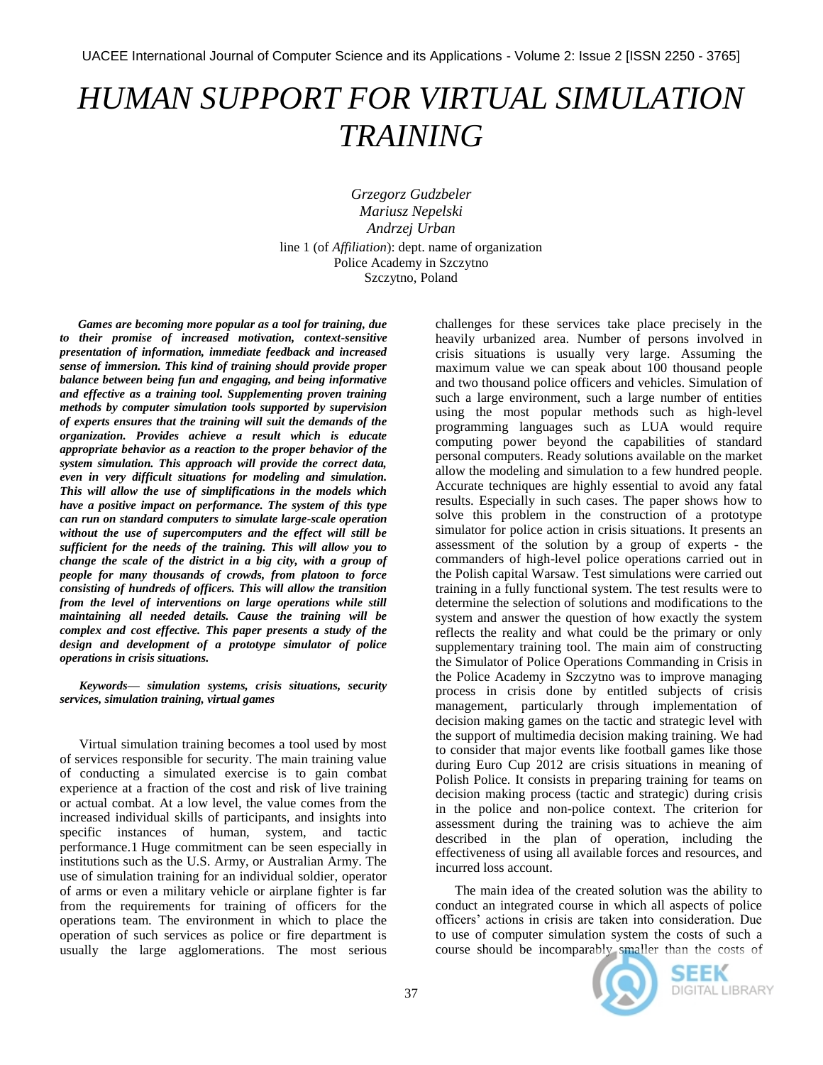# HUMAN SUPPORT FOR VIRTUAL SIMULATION TRAINING

*Grzegorz Gudzbeler*
*Mariusz Nepelski*
*Andrzej Urban*

line 1 (of *Affiliation*): dept. name of organization
Police Academy in Szczytno
Szczytno, Poland

***Games are becoming more popular as a tool for training, due to their promise of increased motivation, context-sensitive presentation of information, immediate feedback and increased sense of immersion. This kind of training should provide proper balance between being fun and engaging, and being informative and effective as a training tool. Supplementing proven training methods by computer simulation tools supported by supervision of experts ensures that the training will suit the demands of the organization. Provides achieve a result which is educate appropriate behavior as a reaction to the proper behavior of the system simulation. This approach will provide the correct data, even in very difficult situations for modeling and simulation. This will allow the use of simplifications in the models which have a positive impact on performance. The system of this type can run on standard computers to simulate large-scale operation without the use of supercomputers and the effect will still be sufficient for the needs of the training. This will allow you to change the scale of the district in a big city, with a group of people for many thousands of crowds, from platoon to force consisting of hundreds of officers. This will allow the transition from the level of interventions on large operations while still maintaining all needed details. Cause the training will be complex and cost effective. This paper presents a study of the design and development of a prototype simulator of police operations in crisis situations.***

***Keywords— simulation systems, crisis situations, security services, simulation training, virtual games***

Virtual simulation training becomes a tool used by most of services responsible for security. The main training value of conducting a simulated exercise is to gain combat experience at a fraction of the cost and risk of live training or actual combat. At a low level, the value comes from the increased individual skills of participants, and insights into specific instances of human, system, and tactic performance.1 Huge commitment can be seen especially in institutions such as the U.S. Army, or Australian Army. The use of simulation training for an individual soldier, operator of arms or even a military vehicle or airplane fighter is far from the requirements for training of officers for the operations team. The environment in which to place the operation of such services as police or fire department is usually the large agglomerations. The most serious challenges for these services take place precisely in the heavily urbanized area. Number of persons involved in crisis situations is usually very large. Assuming the maximum value we can speak about 100 thousand people and two thousand police officers and vehicles. Simulation of such a large environment, such a large number of entities using the most popular methods such as high-level programming languages such as LUA would require computing power beyond the capabilities of standard personal computers. Ready solutions available on the market allow the modeling and simulation to a few hundred people. Accurate techniques are highly essential to avoid any fatal results. Especially in such cases. The paper shows how to solve this problem in the construction of a prototype simulator for police action in crisis situations. It presents an assessment of the solution by a group of experts - the commanders of high-level police operations carried out in the Polish capital Warsaw. Test simulations were carried out training in a fully functional system. The test results were to determine the selection of solutions and modifications to the system and answer the question of how exactly the system reflects the reality and what could be the primary or only supplementary training tool. The main aim of constructing the Simulator of Police Operations Commanding in Crisis in the Police Academy in Szczytno was to improve managing process in crisis done by entitled subjects of crisis management, particularly through implementation of decision making games on the tactic and strategic level with the support of multimedia decision making training. We had to consider that major events like football games like those during Euro Cup 2012 are crisis situations in meaning of Polish Police. It consists in preparing training for teams on decision making process (tactic and strategic) during crisis in the police and non-police context. The criterion for assessment during the training was to achieve the aim described in the plan of operation, including the effectiveness of using all available forces and resources, and incurred loss account.

The main idea of the created solution was the ability to conduct an integrated course in which all aspects of police officers' actions in crisis are taken into consideration. Due to use of computer simulation system the costs of such a course should be incomparably smaller than the costs of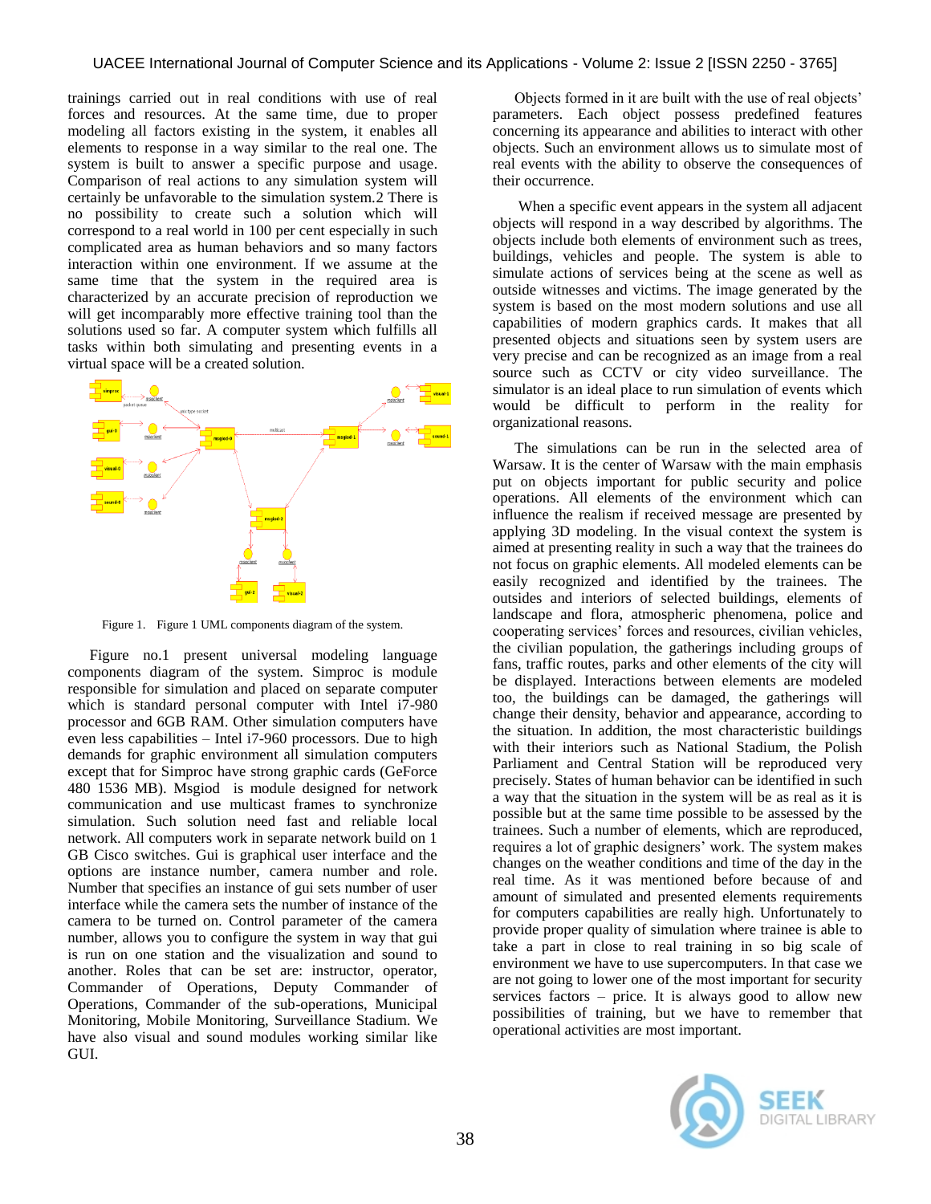trainings carried out in real conditions with use of real forces and resources. At the same time, due to proper modeling all factors existing in the system, it enables all elements to response in a way similar to the real one. The system is built to answer a specific purpose and usage. Comparison of real actions to any simulation system will certainly be unfavorable to the simulation system.2 There is no possibility to create such a solution which will correspond to a real world in 100 per cent especially in such complicated area as human behaviors and so many factors interaction within one environment. If we assume at the same time that the system in the required area is characterized by an accurate precision of reproduction we will get incomparably more effective training tool than the solutions used so far. A computer system which fulfills all tasks within both simulating and presenting events in a virtual space will be a created solution.

Figure 1. Figure 1 UML components diagram of the system.

Figure no.1 present universal modeling language components diagram of the system. Simproc is module responsible for simulation and placed on separate computer which is standard personal computer with Intel i7-980 processor and 6GB RAM. Other simulation computers have even less capabilities – Intel i7-960 processors. Due to high demands for graphic environment all simulation computers except that for Simproc have strong graphic cards (GeForce 480 1536 MB). Msgiod is module designed for network communication and use multicast frames to synchronize simulation. Such solution need fast and reliable local network. All computers work in separate network build on 1 GB Cisco switches. Gui is graphical user interface and the options are instance number, camera number and role. Number that specifies an instance of gui sets number of user interface while the camera sets the number of instance of the camera to be turned on. Control parameter of the camera number, allows you to configure the system in way that gui is run on one station and the visualization and sound to another. Roles that can be set are: instructor, operator, Commander of Operations, Deputy Commander of Operations, Commander of the sub-operations, Municipal Monitoring, Mobile Monitoring, Surveillance Stadium. We have also visual and sound modules working similar like GUI.

Objects formed in it are built with the use of real objects' parameters. Each object possess predefined features concerning its appearance and abilities to interact with other objects. Such an environment allows us to simulate most of real events with the ability to observe the consequences of their occurrence.

When a specific event appears in the system all adjacent objects will respond in a way described by algorithms. The objects include both elements of environment such as trees, buildings, vehicles and people. The system is able to simulate actions of services being at the scene as well as outside witnesses and victims. The image generated by the system is based on the most modern solutions and use all capabilities of modern graphics cards. It makes that all presented objects and situations seen by system users are very precise and can be recognized as an image from a real source such as CCTV or city video surveillance. The simulator is an ideal place to run simulation of events which would be difficult to perform in the reality for organizational reasons.

The simulations can be run in the selected area of Warsaw. It is the center of Warsaw with the main emphasis put on objects important for public security and police operations. All elements of the environment which can influence the realism if received message are presented by applying 3D modeling. In the visual context the system is aimed at presenting reality in such a way that the trainees do not focus on graphic elements. All modeled elements can be easily recognized and identified by the trainees. The outsides and interiors of selected buildings, elements of landscape and flora, atmospheric phenomena, police and cooperating services' forces and resources, civilian vehicles, the civilian population, the gatherings including groups of fans, traffic routes, parks and other elements of the city will be displayed. Interactions between elements are modeled too, the buildings can be damaged, the gatherings will change their density, behavior and appearance, according to the situation. In addition, the most characteristic buildings with their interiors such as National Stadium, the Polish Parliament and Central Station will be reproduced very precisely. States of human behavior can be identified in such a way that the situation in the system will be as real as it is possible but at the same time possible to be assessed by the trainees. Such a number of elements, which are reproduced, requires a lot of graphic designers' work. The system makes changes on the weather conditions and time of the day in the real time. As it was mentioned before because of and amount of simulated and presented elements requirements for computers capabilities are really high. Unfortunately to provide proper quality of simulation where trainee is able to take a part in close to real training in so big scale of environment we have to use supercomputers. In that case we are not going to lower one of the most important for security services factors – price. It is always good to allow new possibilities of training, but we have to remember that operational activities are most important.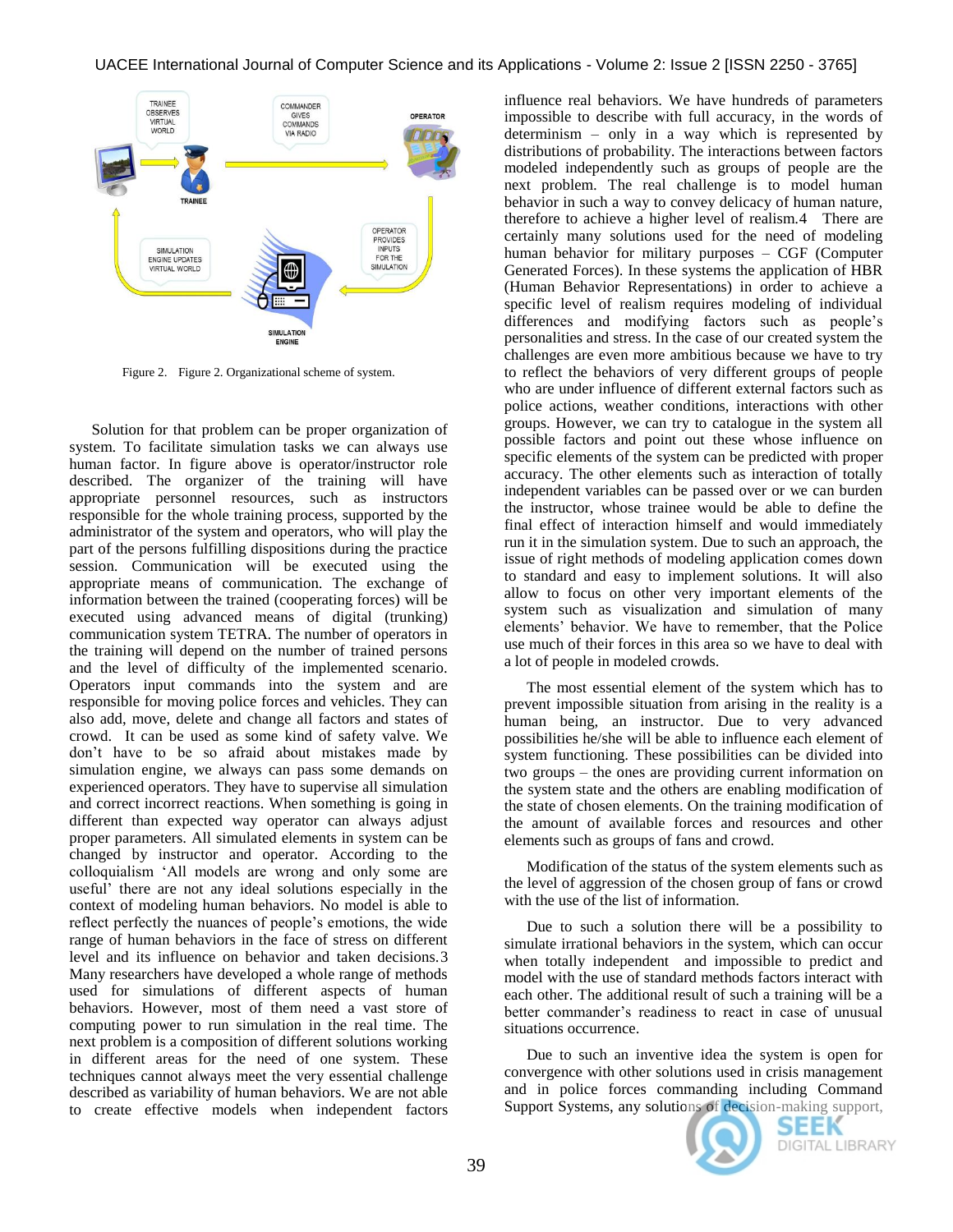Figure 2. Figure 2. Organizational scheme of system.

Solution for that problem can be proper organization of system. To facilitate simulation tasks we can always use human factor. In figure above is operator/instructor role described. The organizer of the training will have appropriate personnel resources, such as instructors responsible for the whole training process, supported by the administrator of the system and operators, who will play the part of the persons fulfilling dispositions during the practice session. Communication will be executed using the appropriate means of communication. The exchange of information between the trained (cooperating forces) will be executed using advanced means of digital (trunking) communication system TETRA. The number of operators in the training will depend on the number of trained persons and the level of difficulty of the implemented scenario. Operators input commands into the system and are responsible for moving police forces and vehicles. They can also add, move, delete and change all factors and states of crowd. It can be used as some kind of safety valve. We don't have to be so afraid about mistakes made by simulation engine, we always can pass some demands on experienced operators. They have to supervise all simulation and correct incorrect reactions. When something is going in different than expected way operator can always adjust proper parameters. All simulated elements in system can be changed by instructor and operator. According to the colloquialism 'All models are wrong and only some are useful' there are not any ideal solutions especially in the context of modeling human behaviors. No model is able to reflect perfectly the nuances of people's emotions, the wide range of human behaviors in the face of stress on different level and its influence on behavior and taken decisions.3 Many researchers have developed a whole range of methods used for simulations of different aspects of human behaviors. However, most of them need a vast store of computing power to run simulation in the real time. The next problem is a composition of different solutions working in different areas for the need of one system. These techniques cannot always meet the very essential challenge described as variability of human behaviors. We are not able to create effective models when independent factors influence real behaviors. We have hundreds of parameters impossible to describe with full accuracy, in the words of determinism – only in a way which is represented by distributions of probability. The interactions between factors modeled independently such as groups of people are the next problem. The real challenge is to model human behavior in such a way to convey delicacy of human nature, therefore to achieve a higher level of realism.4 There are certainly many solutions used for the need of modeling human behavior for military purposes – CGF (Computer Generated Forces). In these systems the application of HBR (Human Behavior Representations) in order to achieve a specific level of realism requires modeling of individual differences and modifying factors such as people's personalities and stress. In the case of our created system the challenges are even more ambitious because we have to try to reflect the behaviors of very different groups of people who are under influence of different external factors such as police actions, weather conditions, interactions with other groups. However, we can try to catalogue in the system all possible factors and point out these whose influence on specific elements of the system can be predicted with proper accuracy. The other elements such as interaction of totally independent variables can be passed over or we can burden the instructor, whose trainee would be able to define the final effect of interaction himself and would immediately run it in the simulation system. Due to such an approach, the issue of right methods of modeling application comes down to standard and easy to implement solutions. It will also allow to focus on other very important elements of the system such as visualization and simulation of many elements' behavior. We have to remember, that the Police use much of their forces in this area so we have to deal with a lot of people in modeled crowds.

The most essential element of the system which has to prevent impossible situation from arising in the reality is a human being, an instructor. Due to very advanced possibilities he/she will be able to influence each element of system functioning. These possibilities can be divided into two groups – the ones are providing current information on the system state and the others are enabling modification of the state of chosen elements. On the training modification of the amount of available forces and resources and other elements such as groups of fans and crowd.

Modification of the status of the system elements such as the level of aggression of the chosen group of fans or crowd with the use of the list of information.

Due to such a solution there will be a possibility to simulate irrational behaviors in the system, which can occur when totally independent and impossible to predict and model with the use of standard methods factors interact with each other. The additional result of such a training will be a better commander's readiness to react in case of unusual situations occurrence.

Due to such an inventive idea the system is open for convergence with other solutions used in crisis management and in police forces commanding including Command Support Systems, any solutions of decision-making support,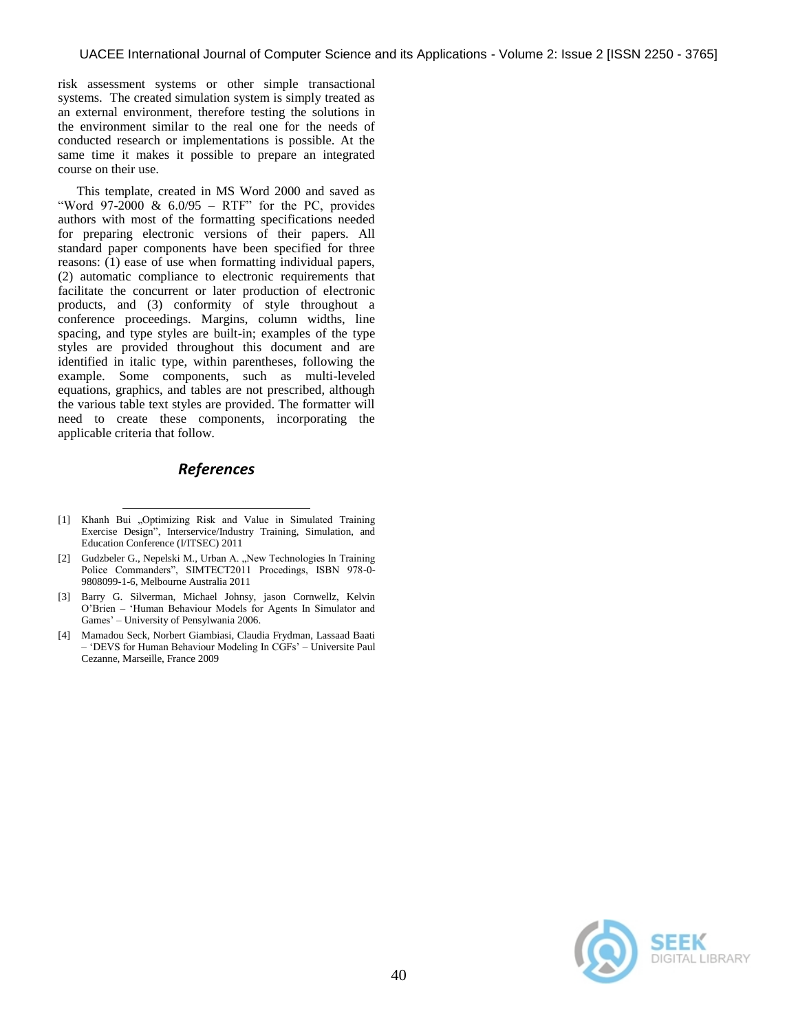risk assessment systems or other simple transactional systems. The created simulation system is simply treated as an external environment, therefore testing the solutions in the environment similar to the real one for the needs of conducted research or implementations is possible. At the same time it makes it possible to prepare an integrated course on their use.

This template, created in MS Word 2000 and saved as "Word 97-2000 & 6.0/95 – RTF" for the PC, provides authors with most of the formatting specifications needed for preparing electronic versions of their papers. All standard paper components have been specified for three reasons: (1) ease of use when formatting individual papers, (2) automatic compliance to electronic requirements that facilitate the concurrent or later production of electronic products, and (3) conformity of style throughout a conference proceedings. Margins, column widths, line spacing, and type styles are built-in; examples of the type styles are provided throughout this document and are identified in italic type, within parentheses, following the example. Some components, such as multi-leveled equations, graphics, and tables are not prescribed, although the various table text styles are provided. The formatter will need to create these components, incorporating the applicable criteria that follow.

## *References*

[1] Khanh Bui „Optimizing Risk and Value in Simulated Training Exercise Design", Interservice/Industry Training, Simulation, and Education Conference (I/ITSEC) 2011

[2] Gudzbeler G., Nepelski M., Urban A. „New Technologies In Training Police Commanders", SIMTECT2011 Procedings, ISBN 978-0-9808099-1-6, Melbourne Australia 2011

[3] Barry G. Silverman, Michael Johnsy, jason Cornwellz, Kelvin O'Brien – 'Human Behaviour Models for Agents In Simulator and Games' – University of Pensylwania 2006.

[4] Mamadou Seck, Norbert Giambiasi, Claudia Frydman, Lassaad Baati – 'DEVS for Human Behaviour Modeling In CGFs' – Universite Paul Cezanne, Marseille, France 2009